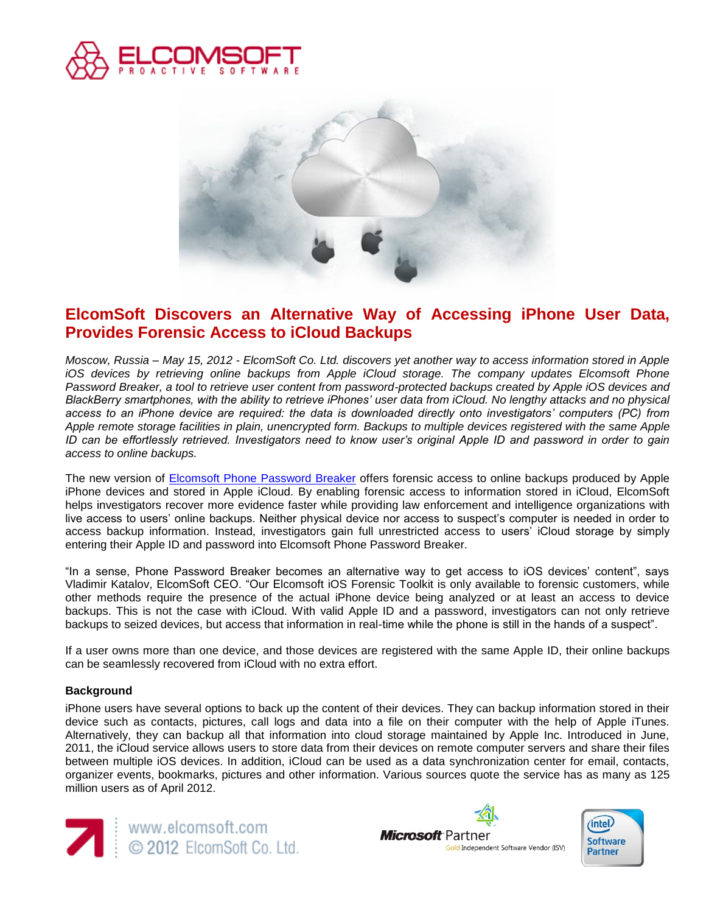# ElcomSoft Discovers an Alternative Way of Accessing iPhone User Data, Provides Forensic Access to iCloud Backups

*Moscow, Russia – May 15, 2012 - ElcomSoft Co. Ltd. discovers yet another way to access information stored in Apple iOS devices by retrieving online backups from Apple iCloud storage. The company updates Elcomsoft Phone Password Breaker, a tool to retrieve user content from password-protected backups created by Apple iOS devices and BlackBerry smartphones, with the ability to retrieve iPhones' user data from iCloud. No lengthy attacks and no physical access to an iPhone device are required: the data is downloaded directly onto investigators' computers (PC) from Apple remote storage facilities in plain, unencrypted form. Backups to multiple devices registered with the same Apple ID can be effortlessly retrieved. Investigators need to know user's original Apple ID and password in order to gain access to online backups.*

The new version of Elcomsoft Phone Password Breaker offers forensic access to online backups produced by Apple iPhone devices and stored in Apple iCloud. By enabling forensic access to information stored in iCloud, ElcomSoft helps investigators recover more evidence faster while providing law enforcement and intelligence organizations with live access to users' online backups. Neither physical device nor access to suspect's computer is needed in order to access backup information. Instead, investigators gain full unrestricted access to users' iCloud storage by simply entering their Apple ID and password into Elcomsoft Phone Password Breaker.

"In a sense, Phone Password Breaker becomes an alternative way to get access to iOS devices' content", says Vladimir Katalov, ElcomSoft CEO. "Our Elcomsoft iOS Forensic Toolkit is only available to forensic customers, while other methods require the presence of the actual iPhone device being analyzed or at least an access to device backups. This is not the case with iCloud. With valid Apple ID and a password, investigators can not only retrieve backups to seized devices, but access that information in real-time while the phone is still in the hands of a suspect".

If a user owns more than one device, and those devices are registered with the same Apple ID, their online backups can be seamlessly recovered from iCloud with no extra effort.

**Background**

iPhone users have several options to back up the content of their devices. They can backup information stored in their device such as contacts, pictures, call logs and data into a file on their computer with the help of Apple iTunes. Alternatively, they can backup all that information into cloud storage maintained by Apple Inc. Introduced in June, 2011, the iCloud service allows users to store data from their devices on remote computer servers and share their files between multiple iOS devices. In addition, iCloud can be used as a data synchronization center for email, contacts, organizer events, bookmarks, pictures and other information. Various sources quote the service has as many as 125 million users as of April 2012.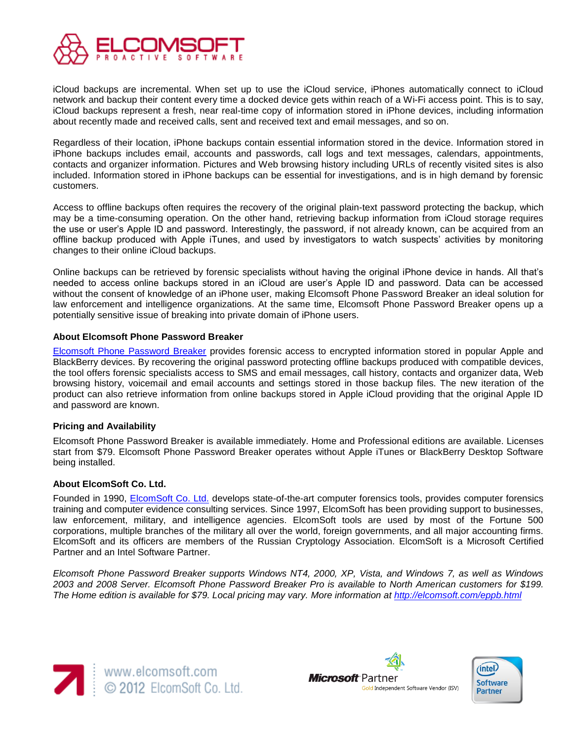iCloud backups are incremental. When set up to use the iCloud service, iPhones automatically connect to iCloud network and backup their content every time a docked device gets within reach of a Wi-Fi access point. This is to say, iCloud backups represent a fresh, near real-time copy of information stored in iPhone devices, including information about recently made and received calls, sent and received text and email messages, and so on.

Regardless of their location, iPhone backups contain essential information stored in the device. Information stored in iPhone backups includes email, accounts and passwords, call logs and text messages, calendars, appointments, contacts and organizer information. Pictures and Web browsing history including URLs of recently visited sites is also included. Information stored in iPhone backups can be essential for investigations, and is in high demand by forensic customers.

Access to offline backups often requires the recovery of the original plain-text password protecting the backup, which may be a time-consuming operation. On the other hand, retrieving backup information from iCloud storage requires the use or user's Apple ID and password. Interestingly, the password, if not already known, can be acquired from an offline backup produced with Apple iTunes, and used by investigators to watch suspects' activities by monitoring changes to their online iCloud backups.

Online backups can be retrieved by forensic specialists without having the original iPhone device in hands. All that's needed to access online backups stored in an iCloud are user's Apple ID and password. Data can be accessed without the consent of knowledge of an iPhone user, making Elcomsoft Phone Password Breaker an ideal solution for law enforcement and intelligence organizations. At the same time, Elcomsoft Phone Password Breaker opens up a potentially sensitive issue of breaking into private domain of iPhone users.

### About Elcomsoft Phone Password Breaker

Elcomsoft Phone Password Breaker provides forensic access to encrypted information stored in popular Apple and BlackBerry devices. By recovering the original password protecting offline backups produced with compatible devices, the tool offers forensic specialists access to SMS and email messages, call history, contacts and organizer data, Web browsing history, voicemail and email accounts and settings stored in those backup files. The new iteration of the product can also retrieve information from online backups stored in Apple iCloud providing that the original Apple ID and password are known.

### Pricing and Availability

Elcomsoft Phone Password Breaker is available immediately. Home and Professional editions are available. Licenses start from $79. Elcomsoft Phone Password Breaker operates without Apple iTunes or BlackBerry Desktop Software being installed.

### About ElcomSoft Co. Ltd.

Founded in 1990, ElcomSoft Co. Ltd. develops state-of-the-art computer forensics tools, provides computer forensics training and computer evidence consulting services. Since 1997, ElcomSoft has been providing support to businesses, law enforcement, military, and intelligence agencies. ElcomSoft tools are used by most of the Fortune 500 corporations, multiple branches of the military all over the world, foreign governments, and all major accounting firms. ElcomSoft and its officers are members of the Russian Cryptology Association. ElcomSoft is a Microsoft Certified Partner and an Intel Software Partner.

*Elcomsoft Phone Password Breaker supports Windows NT4, 2000, XP, Vista, and Windows 7, as well as Windows 2003 and 2008 Server. Elcomsoft Phone Password Breaker Pro is available to North American customers for $199. The Home edition is available for $79. Local pricing may vary. More information at http://elcomsoft.com/eppb.html*

www.elcomsoft.com
© 2012 ElcomSoft Co. Ltd.

Microsoft Partner
Gold Independent Software Vendor (ISV)

intel Software Partner